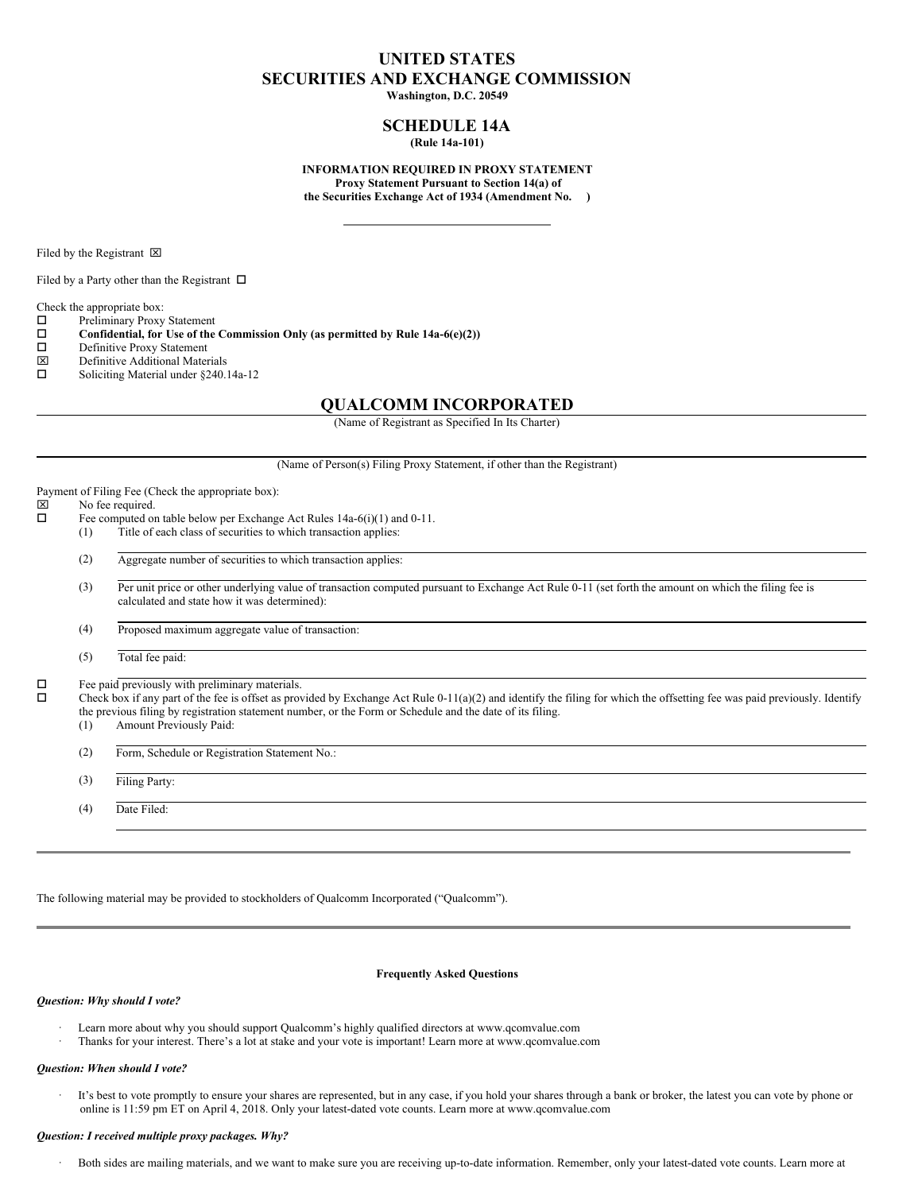# UNITED STATES
# SECURITIES AND EXCHANGE COMMISSION

**Washington, D.C. 20549**

## SCHEDULE 14A

**(Rule 14a-101)**

**INFORMATION REQUIRED IN PROXY STATEMENT**
**Proxy Statement Pursuant to Section 14(a) of**
**the Securities Exchange Act of 1934 (Amendment No. )**

---

Filed by the Registrant ☒

Filed by a Party other than the Registrant ☐

Check the appropriate box:

☐ Preliminary Proxy Statement
☐ **Confidential, for Use of the Commission Only (as permitted by Rule 14a-6(e)(2))**
☐ Definitive Proxy Statement
☒ Definitive Additional Materials
☐ Soliciting Material under §240.14a-12

## QUALCOMM INCORPORATED

(Name of Registrant as Specified In Its Charter)

---

(Name of Person(s) Filing Proxy Statement, if other than the Registrant)

Payment of Filing Fee (Check the appropriate box):

☒ No fee required.
☐ Fee computed on table below per Exchange Act Rules 14a-6(i)(1) and 0-11.

(1) Title of each class of securities to which transaction applies:

(2) Aggregate number of securities to which transaction applies:

(3) Per unit price or other underlying value of transaction computed pursuant to Exchange Act Rule 0-11 (set forth the amount on which the filing fee is calculated and state how it was determined):

(4) Proposed maximum aggregate value of transaction:

(5) Total fee paid:

☐ Fee paid previously with preliminary materials.
☐ Check box if any part of the fee is offset as provided by Exchange Act Rule 0-11(a)(2) and identify the filing for which the offsetting fee was paid previously. Identify the previous filing by registration statement number, or the Form or Schedule and the date of its filing.

(1) Amount Previously Paid:

(2) Form, Schedule or Registration Statement No.:

(3) Filing Party:

(4) Date Filed:

---

The following material may be provided to stockholders of Qualcomm Incorporated ("Qualcomm").

---

**Frequently Asked Questions**

***Question: Why should I vote?***

- Learn more about why you should support Qualcomm's highly qualified directors at www.qcomvalue.com
- Thanks for your interest. There's a lot at stake and your vote is important! Learn more at www.qcomvalue.com

***Question: When should I vote?***

- It's best to vote promptly to ensure your shares are represented, but in any case, if you hold your shares through a bank or broker, the latest you can vote by phone or online is 11:59 pm ET on April 4, 2018. Only your latest-dated vote counts. Learn more at www.qcomvalue.com

***Question: I received multiple proxy packages. Why?***

- Both sides are mailing materials, and we want to make sure you are receiving up-to-date information. Remember, only your latest-dated vote counts. Learn more at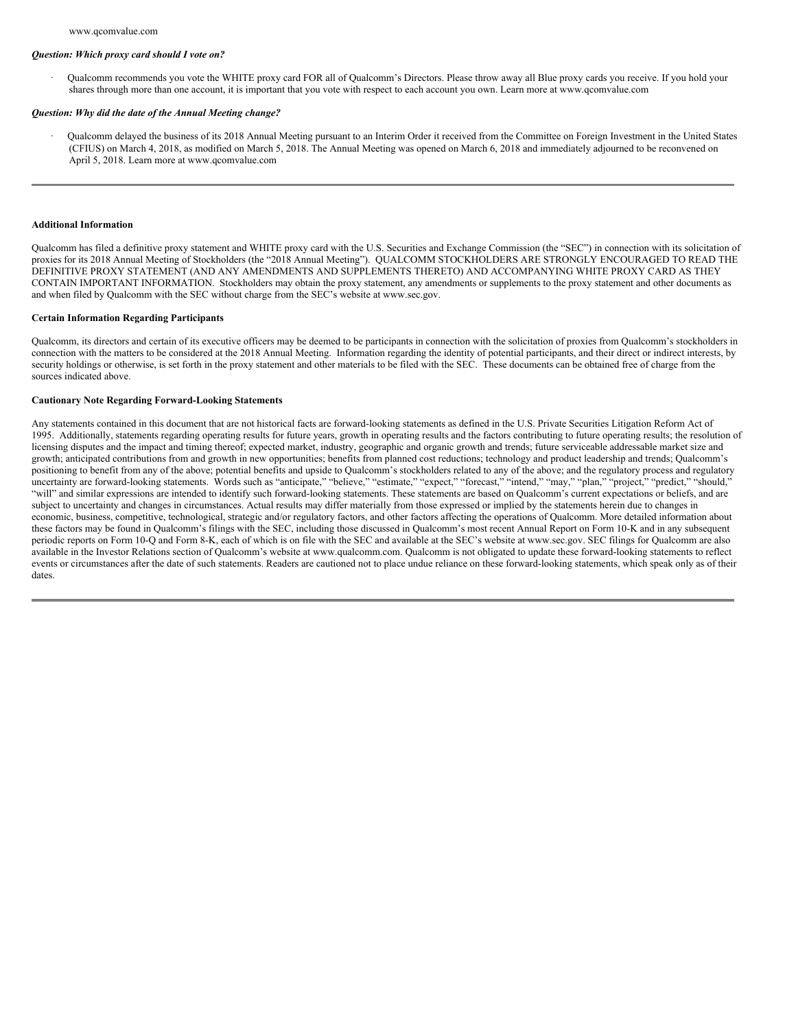www.qcomvalue.com

***Question: Which proxy card should I vote on?***

- Qualcomm recommends you vote the WHITE proxy card FOR all of Qualcomm's Directors. Please throw away all Blue proxy cards you receive. If you hold your shares through more than one account, it is important that you vote with respect to each account you own. Learn more at www.qcomvalue.com

***Question: Why did the date of the Annual Meeting change?***

- Qualcomm delayed the business of its 2018 Annual Meeting pursuant to an Interim Order it received from the Committee on Foreign Investment in the United States (CFIUS) on March 4, 2018, as modified on March 5, 2018. The Annual Meeting was opened on March 6, 2018 and immediately adjourned to be reconvened on April 5, 2018. Learn more at www.qcomvalue.com

---

**Additional Information**

Qualcomm has filed a definitive proxy statement and WHITE proxy card with the U.S. Securities and Exchange Commission (the "SEC") in connection with its solicitation of proxies for its 2018 Annual Meeting of Stockholders (the "2018 Annual Meeting"). QUALCOMM STOCKHOLDERS ARE STRONGLY ENCOURAGED TO READ THE DEFINITIVE PROXY STATEMENT (AND ANY AMENDMENTS AND SUPPLEMENTS THERETO) AND ACCOMPANYING WHITE PROXY CARD AS THEY CONTAIN IMPORTANT INFORMATION. Stockholders may obtain the proxy statement, any amendments or supplements to the proxy statement and other documents as and when filed by Qualcomm with the SEC without charge from the SEC's website at www.sec.gov.

**Certain Information Regarding Participants**

Qualcomm, its directors and certain of its executive officers may be deemed to be participants in connection with the solicitation of proxies from Qualcomm's stockholders in connection with the matters to be considered at the 2018 Annual Meeting. Information regarding the identity of potential participants, and their direct or indirect interests, by security holdings or otherwise, is set forth in the proxy statement and other materials to be filed with the SEC. These documents can be obtained free of charge from the sources indicated above.

**Cautionary Note Regarding Forward-Looking Statements**

Any statements contained in this document that are not historical facts are forward-looking statements as defined in the U.S. Private Securities Litigation Reform Act of 1995. Additionally, statements regarding operating results for future years, growth in operating results and the factors contributing to future operating results; the resolution of licensing disputes and the impact and timing thereof; expected market, industry, geographic and organic growth and trends; future serviceable addressable market size and growth; anticipated contributions from and growth in new opportunities; benefits from planned cost reductions; technology and product leadership and trends; Qualcomm's positioning to benefit from any of the above; potential benefits and upside to Qualcomm's stockholders related to any of the above; and the regulatory process and regulatory uncertainty are forward-looking statements. Words such as "anticipate," "believe," "estimate," "expect," "forecast," "intend," "may," "plan," "project," "predict," "should," "will" and similar expressions are intended to identify such forward-looking statements. These statements are based on Qualcomm's current expectations or beliefs, and are subject to uncertainty and changes in circumstances. Actual results may differ materially from those expressed or implied by the statements herein due to changes in economic, business, competitive, technological, strategic and/or regulatory factors, and other factors affecting the operations of Qualcomm. More detailed information about these factors may be found in Qualcomm's filings with the SEC, including those discussed in Qualcomm's most recent Annual Report on Form 10-K and in any subsequent periodic reports on Form 10-Q and Form 8-K, each of which is on file with the SEC and available at the SEC's website at www.sec.gov. SEC filings for Qualcomm are also available in the Investor Relations section of Qualcomm's website at www.qualcomm.com. Qualcomm is not obligated to update these forward-looking statements to reflect events or circumstances after the date of such statements. Readers are cautioned not to place undue reliance on these forward-looking statements, which speak only as of their dates.

---